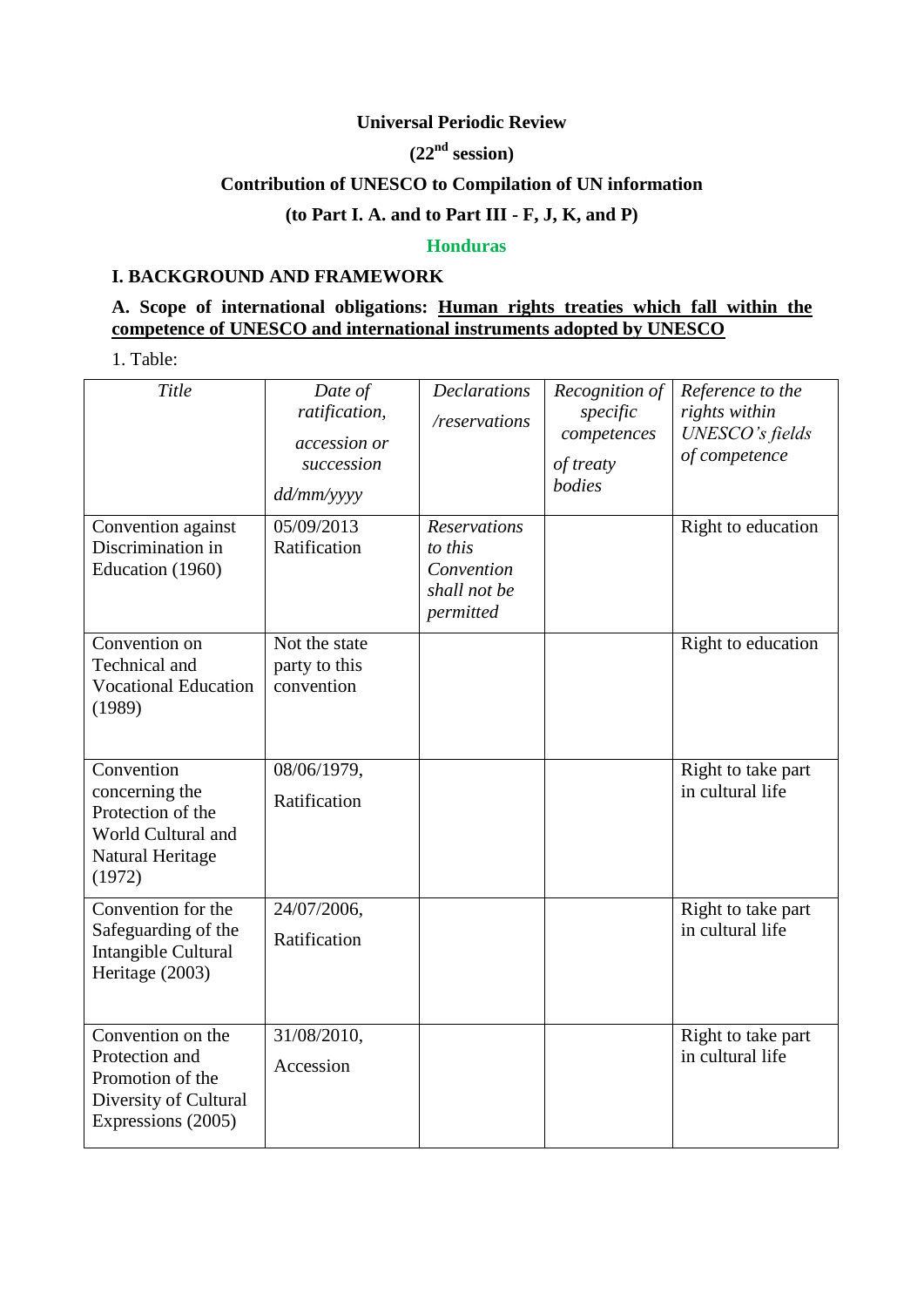**Universal Periodic Review**

**(22nd session)**

**Contribution of UNESCO to Compilation of UN information**

**(to Part I. A. and to Part III - F, J, K, and P)**

**Honduras**

## I. BACKGROUND AND FRAMEWORK

### A. Scope of international obligations: Human rights treaties which fall within the competence of UNESCO and international instruments adopted by UNESCO

1. Table:

| *Title* | *Date of ratification, accession or succession dd/mm/yyyy* | *Declarations /reservations* | *Recognition of specific competences of treaty bodies* | *Reference to the rights within UNESCO's fields of competence* |
|---|---|---|---|---|
| Convention against Discrimination in Education (1960) | 05/09/2013 Ratification | *Reservations to this Convention shall not be permitted* | | Right to education |
| Convention on Technical and Vocational Education (1989) | Not the state party to this convention | | | Right to education |
| Convention concerning the Protection of the World Cultural and Natural Heritage (1972) | 08/06/1979, Ratification | | | Right to take part in cultural life |
| Convention for the Safeguarding of the Intangible Cultural Heritage (2003) | 24/07/2006, Ratification | | | Right to take part in cultural life |
| Convention on the Protection and Promotion of the Diversity of Cultural Expressions (2005) | 31/08/2010, Accession | | | Right to take part in cultural life |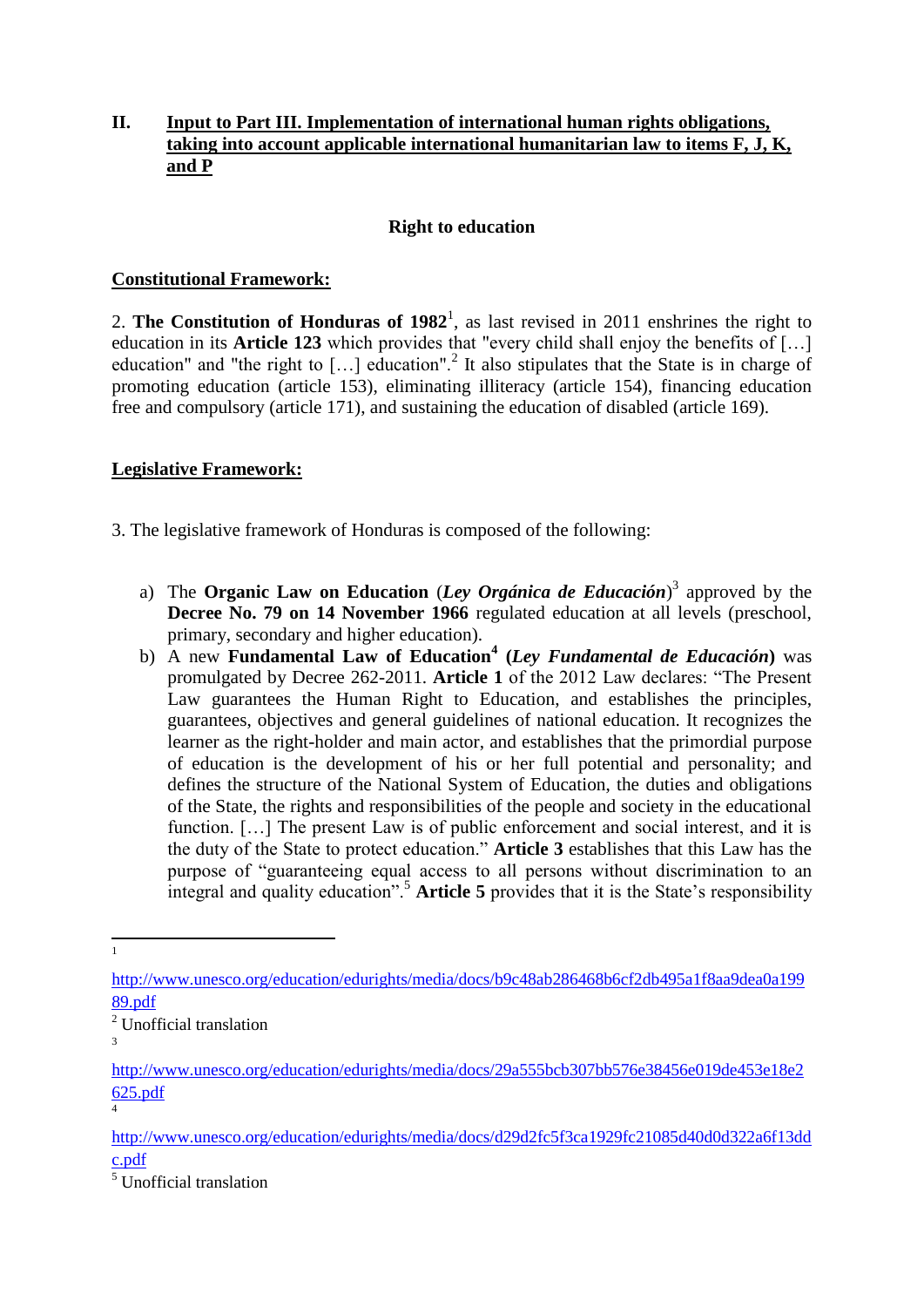## II. Input to Part III. Implementation of international human rights obligations, taking into account applicable international humanitarian law to items F, J, K, and P

### Right to education

**Constitutional Framework:**

2. **The Constitution of Honduras of 1982**[1], as last revised in 2011 enshrines the right to education in its **Article 123** which provides that "every child shall enjoy the benefits of […] education" and "the right to […] education".[2] It also stipulates that the State is in charge of promoting education (article 153), eliminating illiteracy (article 154), financing education free and compulsory (article 171), and sustaining the education of disabled (article 169).

**Legislative Framework:**

3. The legislative framework of Honduras is composed of the following:

a) The **Organic Law on Education** (***Ley Orgánica de Educación***)[3] approved by the **Decree No. 79 on 14 November 1966** regulated education at all levels (preschool, primary, secondary and higher education).

b) A new **Fundamental Law of Education**[4] **(*Ley Fundamental de Educación*)** was promulgated by Decree 262-2011. **Article 1** of the 2012 Law declares: "The Present Law guarantees the Human Right to Education, and establishes the principles, guarantees, objectives and general guidelines of national education. It recognizes the learner as the right-holder and main actor, and establishes that the primordial purpose of education is the development of his or her full potential and personality; and defines the structure of the National System of Education, the duties and obligations of the State, the rights and responsibilities of the people and society in the educational function. […] The present Law is of public enforcement and social interest, and it is the duty of the State to protect education." **Article 3** establishes that this Law has the purpose of "guaranteeing equal access to all persons without discrimination to an integral and quality education".[5] **Article 5** provides that it is the State's responsibility

---

[1] http://www.unesco.org/education/edurights/media/docs/b9c48ab286468b6cf2db495a1f8aa9dea0a19989.pdf

[2] Unofficial translation

[3] http://www.unesco.org/education/edurights/media/docs/29a555bcb307bb576e38456e019de453e18e2625.pdf

[4] http://www.unesco.org/education/edurights/media/docs/d29d2fc5f3ca1929fc21085d40d0d322a6f13ddc.pdf

[5] Unofficial translation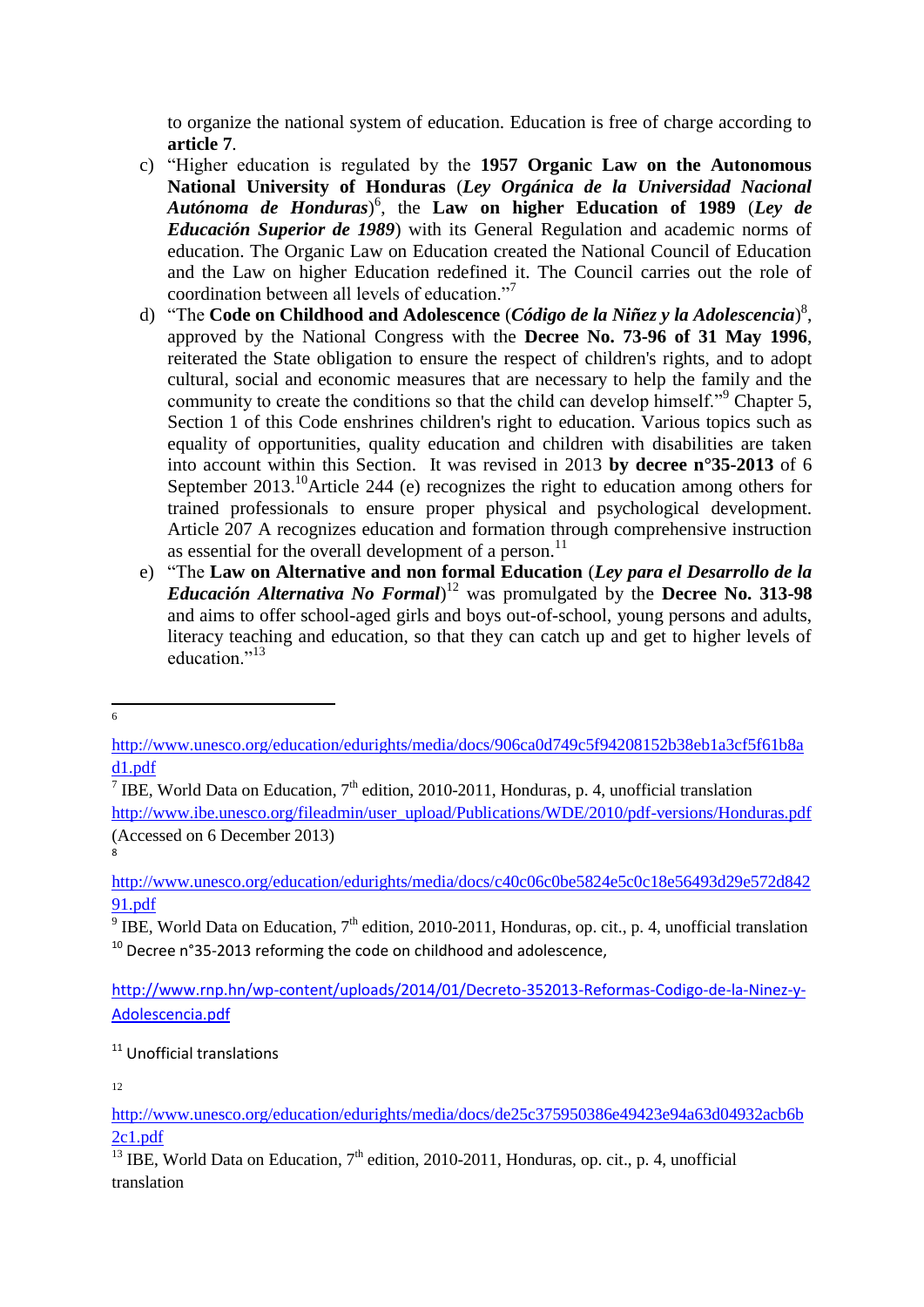to organize the national system of education. Education is free of charge according to **article 7**.

c) "Higher education is regulated by the **1957 Organic Law on the Autonomous National University of Honduras** (***Ley Orgánica de la Universidad Nacional Autónoma de Honduras***)[6], the **Law on higher Education of 1989** (***Ley de Educación Superior de 1989***) with its General Regulation and academic norms of education. The Organic Law on Education created the National Council of Education and the Law on higher Education redefined it. The Council carries out the role of coordination between all levels of education."[7]

d) "The **Code on Childhood and Adolescence** (***Código de la Niñez y la Adolescencia***)[8], approved by the National Congress with the **Decree No. 73-96 of 31 May 1996**, reiterated the State obligation to ensure the respect of children's rights, and to adopt cultural, social and economic measures that are necessary to help the family and the community to create the conditions so that the child can develop himself."[9] Chapter 5, Section 1 of this Code enshrines children's right to education. Various topics such as equality of opportunities, quality education and children with disabilities are taken into account within this Section. It was revised in 2013 **by decree n°35-2013** of 6 September 2013.[10] Article 244 (e) recognizes the right to education among others for trained professionals to ensure proper physical and psychological development. Article 207 A recognizes education and formation through comprehensive instruction as essential for the overall development of a person.[11]

e) "The **Law on Alternative and non formal Education** (***Ley para el Desarrollo de la Educación Alternativa No Formal***)[12] was promulgated by the **Decree No. 313-98** and aims to offer school-aged girls and boys out-of-school, young persons and adults, literacy teaching and education, so that they can catch up and get to higher levels of education."[13]

---

[6] http://www.unesco.org/education/edurights/media/docs/906ca0d749c5f94208152b38eb1a3cf5f61b8ad1.pdf

[7] IBE, World Data on Education, 7th edition, 2010-2011, Honduras, p. 4, unofficial translation http://www.ibe.unesco.org/fileadmin/user_upload/Publications/WDE/2010/pdf-versions/Honduras.pdf (Accessed on 6 December 2013)

[8] http://www.unesco.org/education/edurights/media/docs/c40c06c0be5824e5c0c18e56493d29e572d84291.pdf

[9] IBE, World Data on Education, 7th edition, 2010-2011, Honduras, op. cit., p. 4, unofficial translation

[10] Decree n°35-2013 reforming the code on childhood and adolescence, http://www.rnp.hn/wp-content/uploads/2014/01/Decreto-352013-Reformas-Codigo-de-la-Ninez-y-Adolescencia.pdf

[11] Unofficial translations

[12] http://www.unesco.org/education/edurights/media/docs/de25c375950386e49423e94a63d04932acb6b2c1.pdf

[13] IBE, World Data on Education, 7th edition, 2010-2011, Honduras, op. cit., p. 4, unofficial translation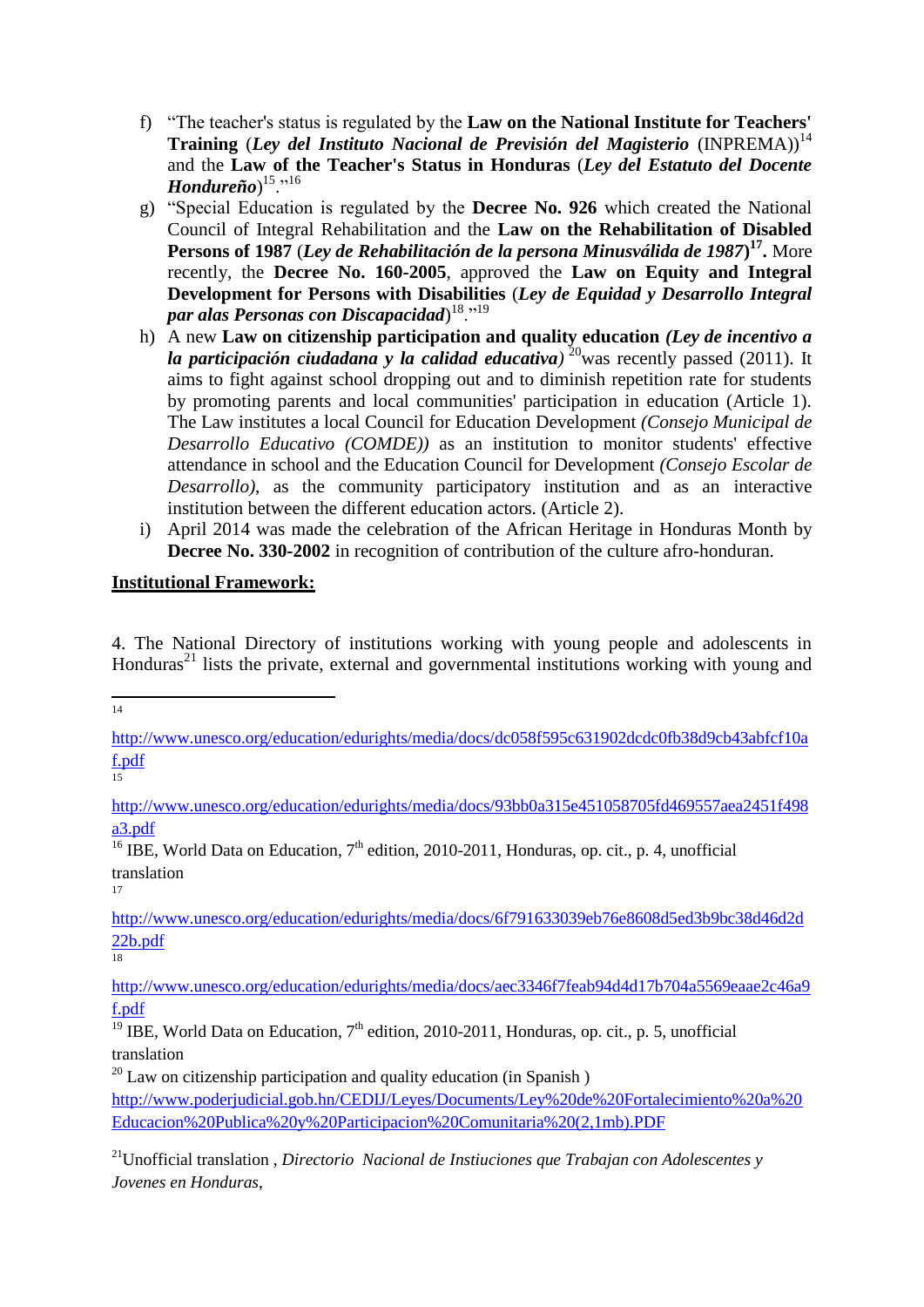f) "The teacher's status is regulated by the **Law on the National Institute for Teachers' Training** (***Ley del Instituto Nacional de Previsión del Magisterio*** (INPREMA))[14] and the **Law of the Teacher's Status in Honduras** (***Ley del Estatuto del Docente Hondureño***)[15]."[16]

g) "Special Education is regulated by the **Decree No. 926** which created the National Council of Integral Rehabilitation and the **Law on the Rehabilitation of Disabled Persons of 1987** (***Ley de Rehabilitación de la persona Minusválida de 1987***)**[17].** More recently, the **Decree No. 160-2005**, approved the **Law on Equity and Integral Development for Persons with Disabilities** (***Ley de Equidad y Desarrollo Integral par alas Personas con Discapacidad***)[18]."[19]

h) A new **Law on citizenship participation and quality education** ***(Ley de incentivo a la participación ciudadana y la calidad educativa)*** [20]was recently passed (2011). It aims to fight against school dropping out and to diminish repetition rate for students by promoting parents and local communities' participation in education (Article 1). The Law institutes a local Council for Education Development *(Consejo Municipal de Desarrollo Educativo (COMDE))* as an institution to monitor students' effective attendance in school and the Education Council for Development *(Consejo Escolar de Desarrollo)*, as the community participatory institution and as an interactive institution between the different education actors. (Article 2).

i) April 2014 was made the celebration of the African Heritage in Honduras Month by **Decree No. 330-2002** in recognition of contribution of the culture afro-honduran.

**Institutional Framework:**

4. The National Directory of institutions working with young people and adolescents in Honduras[21] lists the private, external and governmental institutions working with young and

---

[14] http://www.unesco.org/education/edurights/media/docs/dc058f595c631902dcdc0fb38d9cb43abfcf10af.pdf

[15] http://www.unesco.org/education/edurights/media/docs/93bb0a315e451058705fd469557aea2451f498a3.pdf

[16] IBE, World Data on Education, 7th edition, 2010-2011, Honduras, op. cit., p. 4, unofficial translation

[17] http://www.unesco.org/education/edurights/media/docs/6f791633039eb76e8608d5ed3b9bc38d46d2d22b.pdf

[18] http://www.unesco.org/education/edurights/media/docs/aec3346f7feab94d4d17b704a5569eaae2c46a9f.pdf

[19] IBE, World Data on Education, 7th edition, 2010-2011, Honduras, op. cit., p. 5, unofficial translation

[20] Law on citizenship participation and quality education (in Spanish ) http://www.poderjudicial.gob.hn/CEDIJ/Leyes/Documents/Ley%20de%20Fortalecimiento%20a%20Educacion%20Publica%20y%20Participacion%20Comunitaria%20(2,1mb).PDF

[21] Unofficial translation , *Directorio Nacional de Instiuciones que Trabajan con Adolescentes y Jovenes en Honduras*,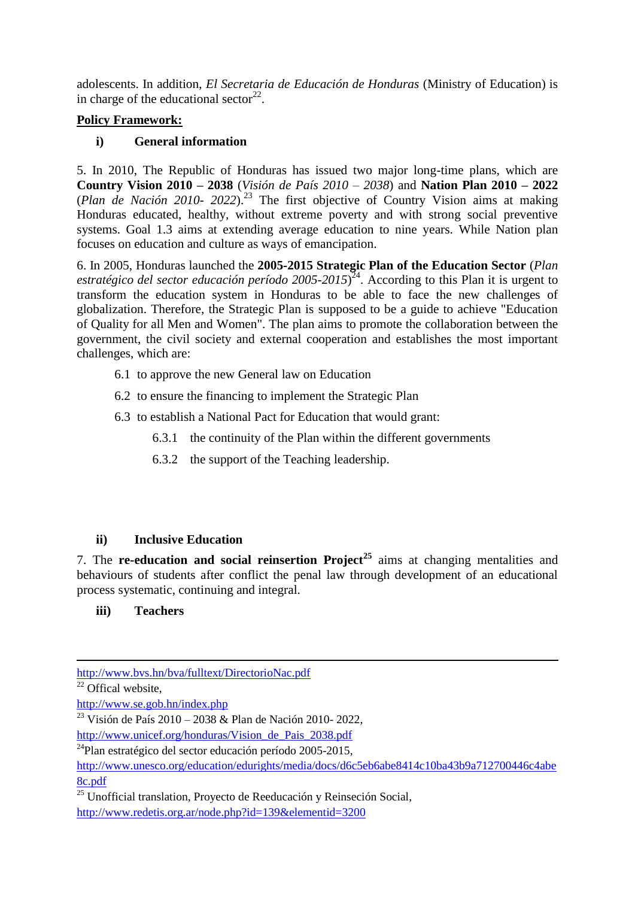adolescents. In addition, *El Secretaria de Educación de Honduras* (Ministry of Education) is in charge of the educational sector[22].

**Policy Framework:**

**i) General information**

5. In 2010, The Republic of Honduras has issued two major long-time plans, which are **Country Vision 2010 – 2038** (*Visión de País 2010 – 2038*) and **Nation Plan 2010 – 2022** (*Plan de Nación 2010- 2022*).[23] The first objective of Country Vision aims at making Honduras educated, healthy, without extreme poverty and with strong social preventive systems. Goal 1.3 aims at extending average education to nine years. While Nation plan focuses on education and culture as ways of emancipation.

6. In 2005, Honduras launched the **2005-2015 Strategic Plan of the Education Sector** (*Plan estratégico del sector educación período 2005-2015*)[24]. According to this Plan it is urgent to transform the education system in Honduras to be able to face the new challenges of globalization. Therefore, the Strategic Plan is supposed to be a guide to achieve "Education of Quality for all Men and Women". The plan aims to promote the collaboration between the government, the civil society and external cooperation and establishes the most important challenges, which are:

- 6.1 to approve the new General law on Education
- 6.2 to ensure the financing to implement the Strategic Plan
- 6.3 to establish a National Pact for Education that would grant:
  - 6.3.1 the continuity of the Plan within the different governments
  - 6.3.2 the support of the Teaching leadership.

**ii) Inclusive Education**

7. The **re-education and social reinsertion Project**[25] aims at changing mentalities and behaviours of students after conflict the penal law through development of an educational process systematic, continuing and integral.

**iii) Teachers**

---

http://www.bvs.hn/bva/fulltext/DirectorioNac.pdf

[22] Offical website,
http://www.se.gob.hn/index.php

[23] Visión de País 2010 – 2038 & Plan de Nación 2010- 2022,
http://www.unicef.org/honduras/Vision_de_Pais_2038.pdf

[24] Plan estratégico del sector educación período 2005-2015,
http://www.unesco.org/education/edurights/media/docs/d6c5eb6abe8414c10ba43b9a712700446c4abe8c.pdf

[25] Unofficial translation, Proyecto de Reeducación y Reinseción Social,
http://www.redetis.org.ar/node.php?id=139&elementid=3200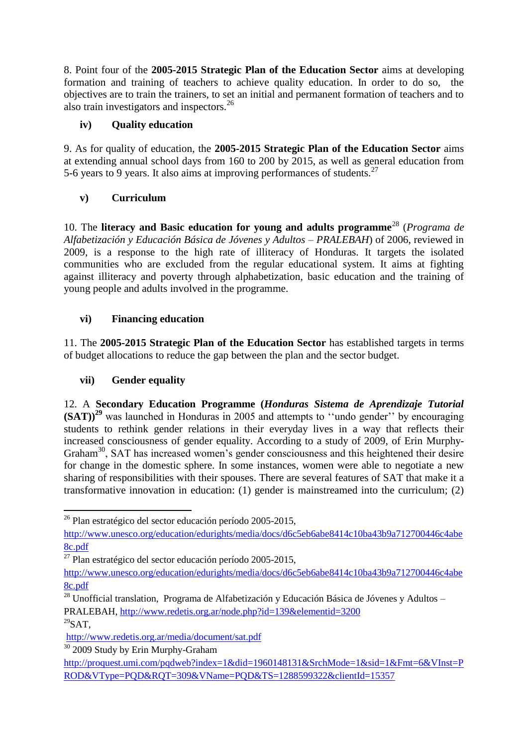8. Point four of the **2005-2015 Strategic Plan of the Education Sector** aims at developing formation and training of teachers to achieve quality education. In order to do so, the objectives are to train the trainers, to set an initial and permanent formation of teachers and to also train investigators and inspectors.[26]

### iv) Quality education

9. As for quality of education, the **2005-2015 Strategic Plan of the Education Sector** aims at extending annual school days from 160 to 200 by 2015, as well as general education from 5-6 years to 9 years. It also aims at improving performances of students.[27]

### v) Curriculum

10. The **literacy and Basic education for young and adults programme**[28] (*Programa de Alfabetización y Educación Básica de Jóvenes y Adultos – PRALEBAH*) of 2006, reviewed in 2009, is a response to the high rate of illiteracy of Honduras. It targets the isolated communities who are excluded from the regular educational system. It aims at fighting against illiteracy and poverty through alphabetization, basic education and the training of young people and adults involved in the programme.

### vi) Financing education

11. The **2005-2015 Strategic Plan of the Education Sector** has established targets in terms of budget allocations to reduce the gap between the plan and the sector budget.

### vii) Gender equality

12. A **Secondary Education Programme (*Honduras Sistema de Aprendizaje Tutorial* (SAT))**[29] was launched in Honduras in 2005 and attempts to ''undo gender'' by encouraging students to rethink gender relations in their everyday lives in a way that reflects their increased consciousness of gender equality. According to a study of 2009, of Erin Murphy-Graham[30], SAT has increased women's gender consciousness and this heightened their desire for change in the domestic sphere. In some instances, women were able to negotiate a new sharing of responsibilities with their spouses. There are several features of SAT that make it a transformative innovation in education: (1) gender is mainstreamed into the curriculum; (2)

---

[26] Plan estratégico del sector educación período 2005-2015, http://www.unesco.org/education/edurights/media/docs/d6c5eb6abe8414c10ba43b9a712700446c4abe8c.pdf

[27] Plan estratégico del sector educación período 2005-2015, http://www.unesco.org/education/edurights/media/docs/d6c5eb6abe8414c10ba43b9a712700446c4abe8c.pdf

[28] Unofficial translation, Programa de Alfabetización y Educación Básica de Jóvenes y Adultos – PRALEBAH, http://www.redetis.org.ar/node.php?id=139&elementid=3200

[29] SAT, http://www.redetis.org.ar/media/document/sat.pdf

[30] 2009 Study by Erin Murphy-Graham http://proquest.umi.com/pqdweb?index=1&did=1960148131&SrchMode=1&sid=1&Fmt=6&VInst=PROD&VType=PQD&RQT=309&VName=PQD&TS=1288599322&clientId=15357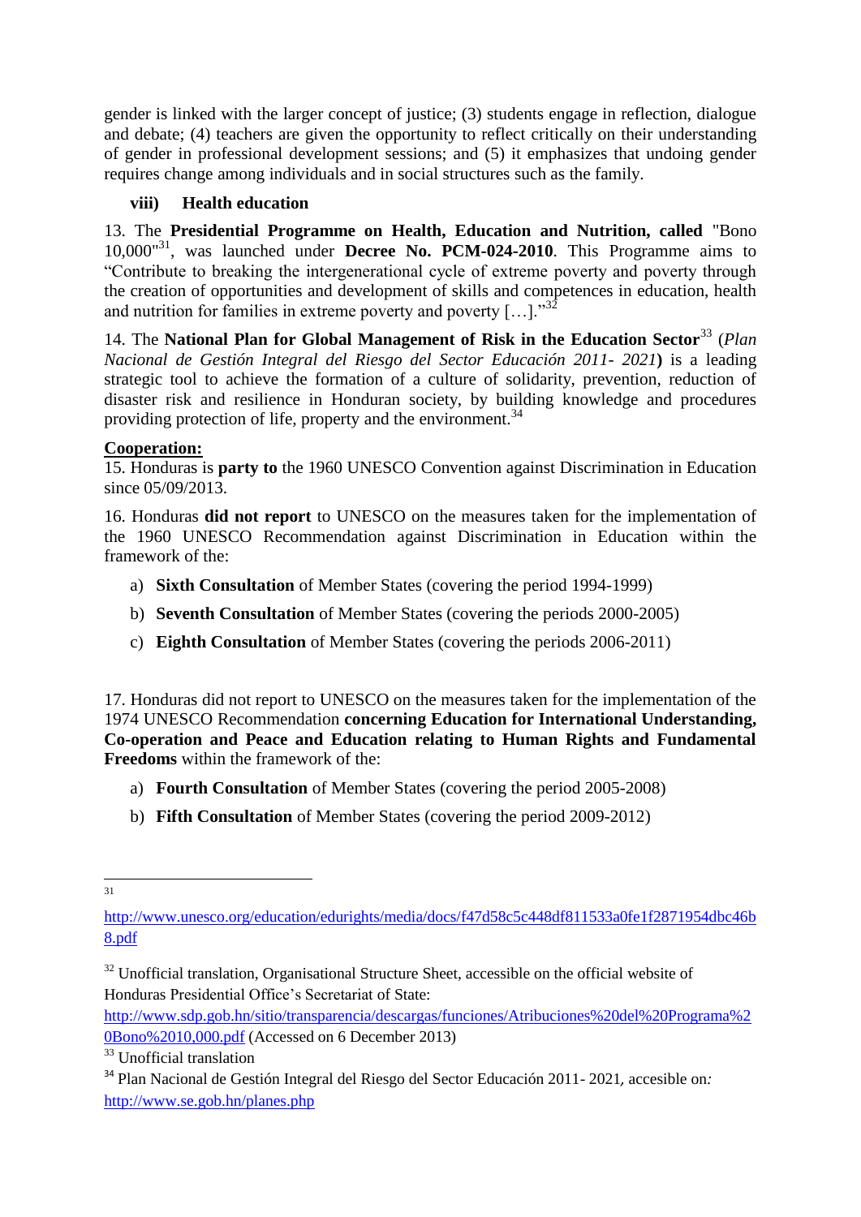gender is linked with the larger concept of justice; (3) students engage in reflection, dialogue and debate; (4) teachers are given the opportunity to reflect critically on their understanding of gender in professional development sessions; and (5) it emphasizes that undoing gender requires change among individuals and in social structures such as the family.

#### viii) Health education

13. The **Presidential Programme on Health, Education and Nutrition, called** "Bono 10,000"[31], was launched under **Decree No. PCM-024-2010**. This Programme aims to "Contribute to breaking the intergenerational cycle of extreme poverty and poverty through the creation of opportunities and development of skills and competences in education, health and nutrition for families in extreme poverty and poverty […]."[32]

14. The **National Plan for Global Management of Risk in the Education Sector**[33] (*Plan Nacional de Gestión Integral del Riesgo del Sector Educación 2011- 2021***)** is a leading strategic tool to achieve the formation of a culture of solidarity, prevention, reduction of disaster risk and resilience in Honduran society, by building knowledge and procedures providing protection of life, property and the environment.[34]

**<u>Cooperation:</u>**

15. Honduras is **party to** the 1960 UNESCO Convention against Discrimination in Education since 05/09/2013.

16. Honduras **did not report** to UNESCO on the measures taken for the implementation of the 1960 UNESCO Recommendation against Discrimination in Education within the framework of the:

a) **Sixth Consultation** of Member States (covering the period 1994-1999)

b) **Seventh Consultation** of Member States (covering the periods 2000-2005)

c) **Eighth Consultation** of Member States (covering the periods 2006-2011)

17. Honduras did not report to UNESCO on the measures taken for the implementation of the 1974 UNESCO Recommendation **concerning Education for International Understanding, Co-operation and Peace and Education relating to Human Rights and Fundamental Freedoms** within the framework of the:

a) **Fourth Consultation** of Member States (covering the period 2005-2008)

b) **Fifth Consultation** of Member States (covering the period 2009-2012)

---

[31] http://www.unesco.org/education/edurights/media/docs/f47d58c5c448df811533a0fe1f2871954dbc46b8.pdf

[32] Unofficial translation, Organisational Structure Sheet, accessible on the official website of Honduras Presidential Office's Secretariat of State: http://www.sdp.gob.hn/sitio/transparencia/descargas/funciones/Atribuciones%20del%20Programa%20Bono%2010,000.pdf (Accessed on 6 December 2013)

[33] Unofficial translation

[34] Plan Nacional de Gestión Integral del Riesgo del Sector Educación 2011- 2021, accesible on*:* http://www.se.gob.hn/planes.php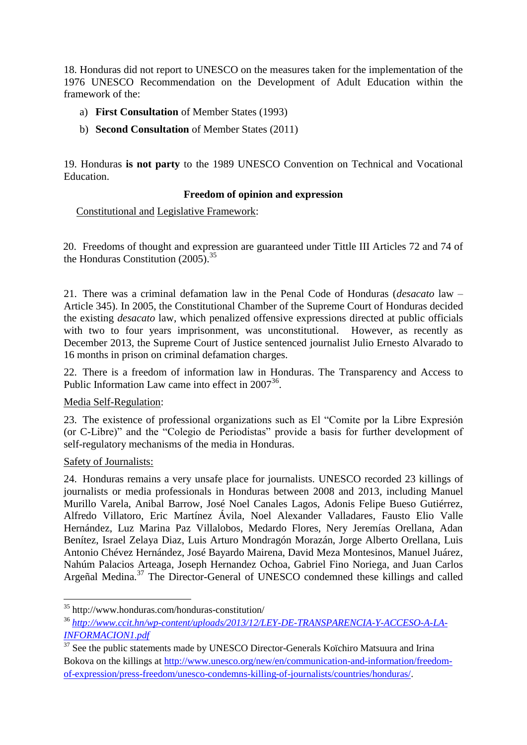18. Honduras did not report to UNESCO on the measures taken for the implementation of the 1976 UNESCO Recommendation on the Development of Adult Education within the framework of the:

a) **First Consultation** of Member States (1993)

b) **Second Consultation** of Member States (2011)

19. Honduras **is not party** to the 1989 UNESCO Convention on Technical and Vocational Education.

**Freedom of opinion and expression**

Constitutional and Legislative Framework:

20. Freedoms of thought and expression are guaranteed under Tittle III Articles 72 and 74 of the Honduras Constitution (2005).[35]

21. There was a criminal defamation law in the Penal Code of Honduras (*desacato* law – Article 345). In 2005, the Constitutional Chamber of the Supreme Court of Honduras decided the existing *desacato* law, which penalized offensive expressions directed at public officials with two to four years imprisonment, was unconstitutional. However, as recently as December 2013, the Supreme Court of Justice sentenced journalist Julio Ernesto Alvarado to 16 months in prison on criminal defamation charges.

22. There is a freedom of information law in Honduras. The Transparency and Access to Public Information Law came into effect in 2007[36].

Media Self-Regulation:

23. The existence of professional organizations such as El "Comite por la Libre Expresión (or C-Libre)" and the "Colegio de Periodistas" provide a basis for further development of self-regulatory mechanisms of the media in Honduras.

Safety of Journalists:

24. Honduras remains a very unsafe place for journalists. UNESCO recorded 23 killings of journalists or media professionals in Honduras between 2008 and 2013, including Manuel Murillo Varela, Anibal Barrow, José Noel Canales Lagos, Adonis Felipe Bueso Gutiérrez, Alfredo Villatoro, Eric Martínez Ávila, Noel Alexander Valladares, Fausto Elio Valle Hernández, Luz Marina Paz Villalobos, Medardo Flores, Nery Jeremías Orellana, Adan Benítez, Israel Zelaya Diaz, Luis Arturo Mondragón Morazán, Jorge Alberto Orellana, Luis Antonio Chévez Hernández, José Bayardo Mairena, David Meza Montesinos, Manuel Juárez, Nahúm Palacios Arteaga, Joseph Hernandez Ochoa, Gabriel Fino Noriega, and Juan Carlos Argeñal Medina.[37] The Director-General of UNESCO condemned these killings and called

---

[35] http://www.honduras.com/honduras-constitution/

[36] *http://www.ccit.hn/wp-content/uploads/2013/12/LEY-DE-TRANSPARENCIA-Y-ACCESO-A-LA-INFORMACION1.pdf*

[37] See the public statements made by UNESCO Director-Generals Koïchiro Matsuura and Irina Bokova on the killings at http://www.unesco.org/new/en/communication-and-information/freedom-of-expression/press-freedom/unesco-condemns-killing-of-journalists/countries/honduras/.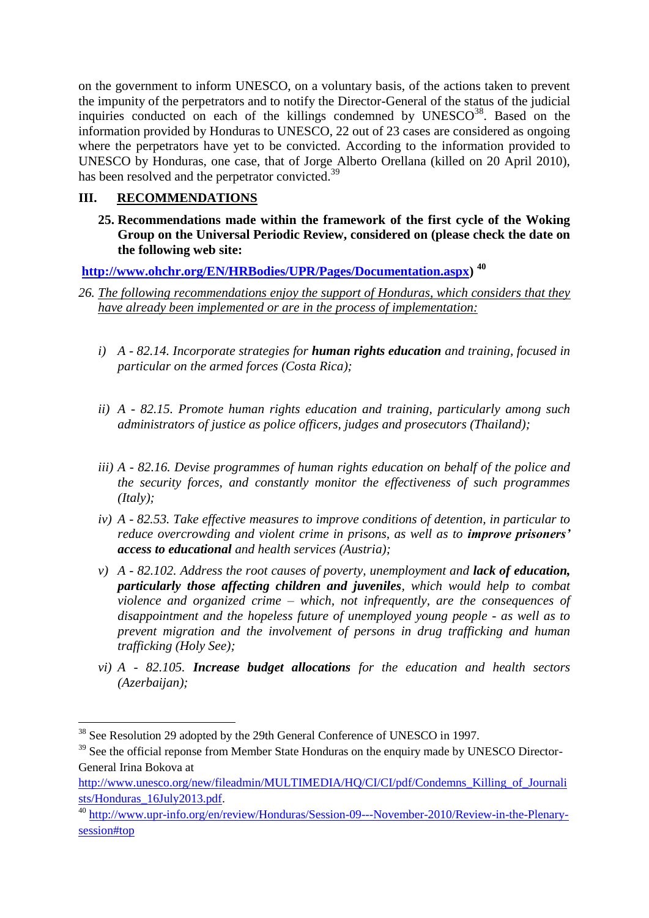on the government to inform UNESCO, on a voluntary basis, of the actions taken to prevent the impunity of the perpetrators and to notify the Director-General of the status of the judicial inquiries conducted on each of the killings condemned by UNESCO[38]. Based on the information provided by Honduras to UNESCO, 22 out of 23 cases are considered as ongoing where the perpetrators have yet to be convicted. According to the information provided to UNESCO by Honduras, one case, that of Jorge Alberto Orellana (killed on 20 April 2010), has been resolved and the perpetrator convicted.[39]

## III. RECOMMENDATIONS

**25. Recommendations made within the framework of the first cycle of the Woking Group on the Universal Periodic Review, considered on (please check the date on the following web site:**

**http://www.ohchr.org/EN/HRBodies/UPR/Pages/Documentation.aspx)** [40]

26. *The following recommendations enjoy the support of Honduras, which considers that they have already been implemented or are in the process of implementation:*

i) *A - 82.14. Incorporate strategies for **human rights education** and training, focused in particular on the armed forces (Costa Rica);*

ii) *A - 82.15. Promote human rights education and training, particularly among such administrators of justice as police officers, judges and prosecutors (Thailand);*

iii) *A - 82.16. Devise programmes of human rights education on behalf of the police and the security forces, and constantly monitor the effectiveness of such programmes (Italy);*

iv) *A - 82.53. Take effective measures to improve conditions of detention, in particular to reduce overcrowding and violent crime in prisons, as well as to **improve prisoners' access to educational** and health services (Austria);*

v) *A - 82.102. Address the root causes of poverty, unemployment and **lack of education, particularly those affecting children and juveniles**, which would help to combat violence and organized crime – which, not infrequently, are the consequences of disappointment and the hopeless future of unemployed young people - as well as to prevent migration and the involvement of persons in drug trafficking and human trafficking (Holy See);*

vi) *A - 82.105. **Increase budget allocations** for the education and health sectors (Azerbaijan);*

---

[38] See Resolution 29 adopted by the 29th General Conference of UNESCO in 1997.

[39] See the official reponse from Member State Honduras on the enquiry made by UNESCO Director-General Irina Bokova at http://www.unesco.org/new/fileadmin/MULTIMEDIA/HQ/CI/CI/pdf/Condemns_Killing_of_Journalists/Honduras_16July2013.pdf.

[40] http://www.upr-info.org/en/review/Honduras/Session-09---November-2010/Review-in-the-Plenary-session#top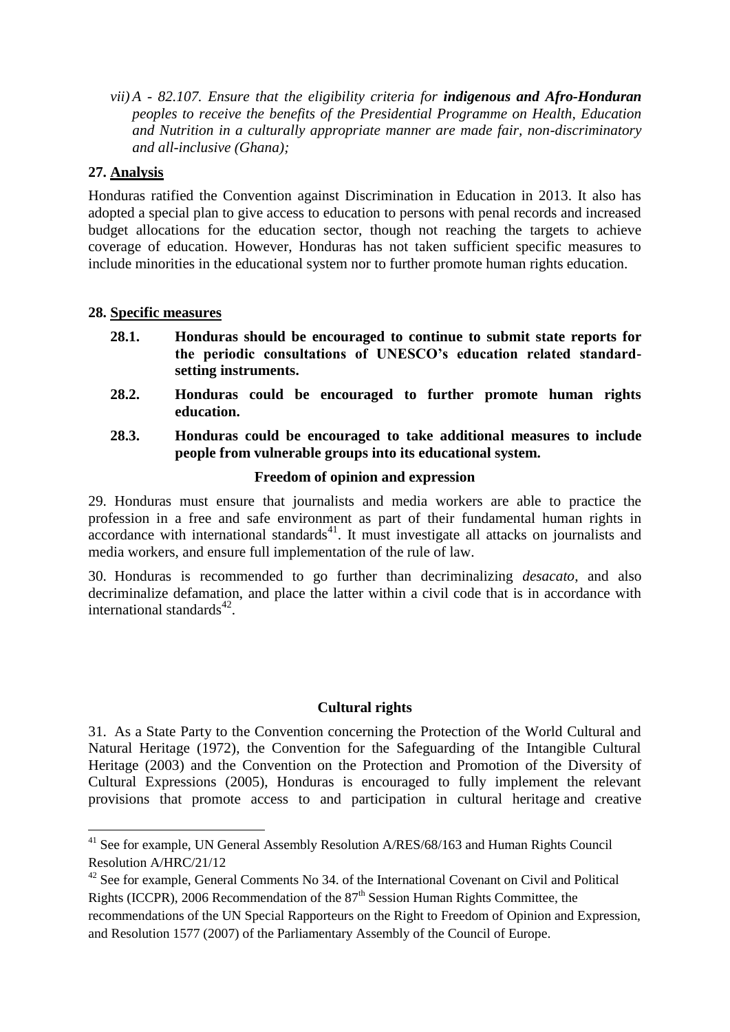*vii) A - 82.107. Ensure that the eligibility criteria for **indigenous and Afro-Honduran** peoples to receive the benefits of the Presidential Programme on Health, Education and Nutrition in a culturally appropriate manner are made fair, non-discriminatory and all-inclusive (Ghana);*

**27. Analysis**

Honduras ratified the Convention against Discrimination in Education in 2013. It also has adopted a special plan to give access to education to persons with penal records and increased budget allocations for the education sector, though not reaching the targets to achieve coverage of education. However, Honduras has not taken sufficient specific measures to include minorities in the educational system nor to further promote human rights education.

**28. Specific measures**

**28.1. Honduras should be encouraged to continue to submit state reports for the periodic consultations of UNESCO's education related standard-setting instruments.**

**28.2. Honduras could be encouraged to further promote human rights education.**

**28.3. Honduras could be encouraged to take additional measures to include people from vulnerable groups into its educational system.**

### Freedom of opinion and expression

29. Honduras must ensure that journalists and media workers are able to practice the profession in a free and safe environment as part of their fundamental human rights in accordance with international standards[41]. It must investigate all attacks on journalists and media workers, and ensure full implementation of the rule of law.

30. Honduras is recommended to go further than decriminalizing *desacato*, and also decriminalize defamation, and place the latter within a civil code that is in accordance with international standards[42].

### Cultural rights

31. As a State Party to the Convention concerning the Protection of the World Cultural and Natural Heritage (1972), the Convention for the Safeguarding of the Intangible Cultural Heritage (2003) and the Convention on the Protection and Promotion of the Diversity of Cultural Expressions (2005), Honduras is encouraged to fully implement the relevant provisions that promote access to and participation in cultural heritage and creative

---

[41] See for example, UN General Assembly Resolution A/RES/68/163 and Human Rights Council Resolution A/HRC/21/12

[42] See for example, General Comments No 34. of the International Covenant on Civil and Political Rights (ICCPR), 2006 Recommendation of the 87th Session Human Rights Committee, the recommendations of the UN Special Rapporteurs on the Right to Freedom of Opinion and Expression, and Resolution 1577 (2007) of the Parliamentary Assembly of the Council of Europe.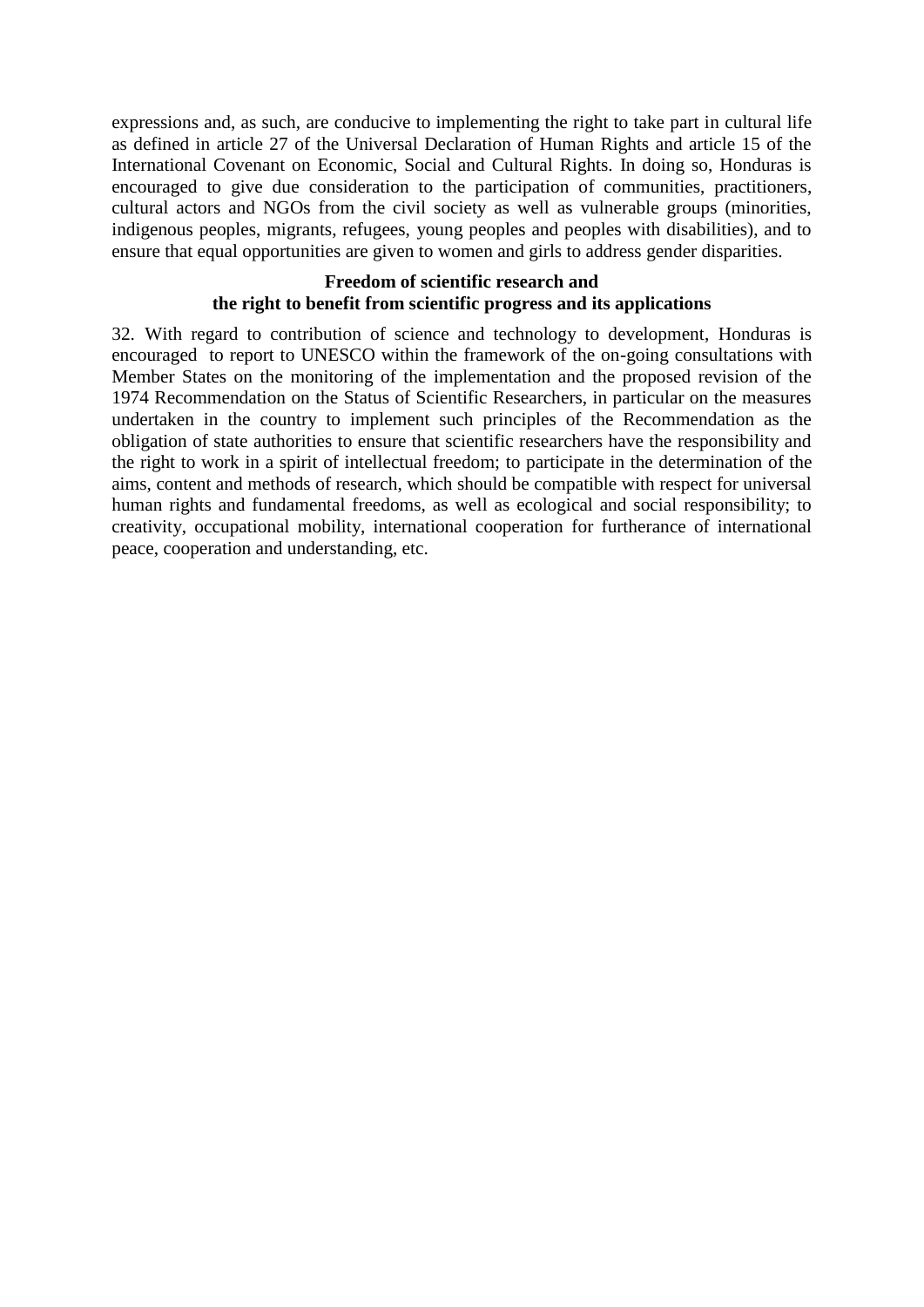expressions and, as such, are conducive to implementing the right to take part in cultural life as defined in article 27 of the Universal Declaration of Human Rights and article 15 of the International Covenant on Economic, Social and Cultural Rights. In doing so, Honduras is encouraged to give due consideration to the participation of communities, practitioners, cultural actors and NGOs from the civil society as well as vulnerable groups (minorities, indigenous peoples, migrants, refugees, young peoples and peoples with disabilities), and to ensure that equal opportunities are given to women and girls to address gender disparities.

**Freedom of scientific research and the right to benefit from scientific progress and its applications**

32. With regard to contribution of science and technology to development, Honduras is encouraged to report to UNESCO within the framework of the on-going consultations with Member States on the monitoring of the implementation and the proposed revision of the 1974 Recommendation on the Status of Scientific Researchers, in particular on the measures undertaken in the country to implement such principles of the Recommendation as the obligation of state authorities to ensure that scientific researchers have the responsibility and the right to work in a spirit of intellectual freedom; to participate in the determination of the aims, content and methods of research, which should be compatible with respect for universal human rights and fundamental freedoms, as well as ecological and social responsibility; to creativity, occupational mobility, international cooperation for furtherance of international peace, cooperation and understanding, etc.